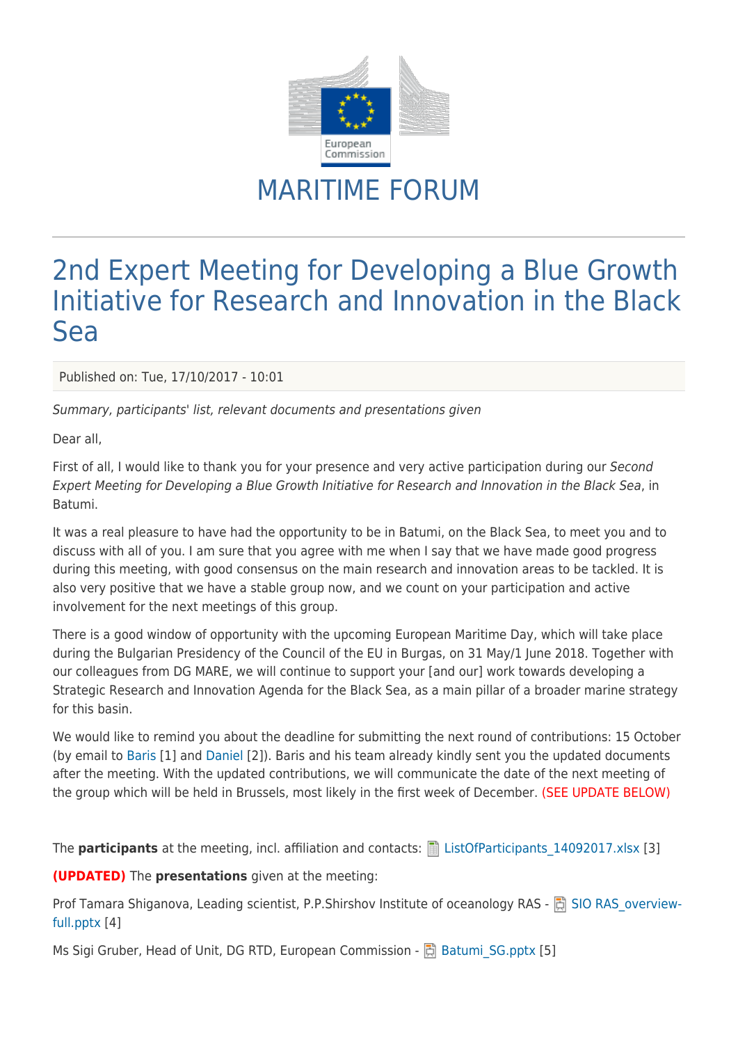MARITIME FORUM

# 2nd Expert Meeting for Developing a Blue Growth Initiative for Research and Innovation in the Black Sea

Published on: Tue, 17/10/2017 - 10:01

*Summary, participants' list, relevant documents and presentations given*

Dear all,

First of all, I would like to thank you for your presence and very active participation during our *Second Expert Meeting for Developing a Blue Growth Initiative for Research and Innovation in the Black Sea*, in Batumi.

It was a real pleasure to have had the opportunity to be in Batumi, on the Black Sea, to meet you and to discuss with all of you. I am sure that you agree with me when I say that we have made good progress during this meeting, with good consensus on the main research and innovation areas to be tackled. It is also very positive that we have a stable group now, and we count on your participation and active involvement for the next meetings of this group.

There is a good window of opportunity with the upcoming European Maritime Day, which will take place during the Bulgarian Presidency of the Council of the EU in Burgas, on 31 May/1 June 2018. Together with our colleagues from DG MARE, we will continue to support your [and our] work towards developing a Strategic Research and Innovation Agenda for the Black Sea, as a main pillar of a broader marine strategy for this basin.

We would like to remind you about the deadline for submitting the next round of contributions: 15 October (by email to Baris [1] and Daniel [2]). Baris and his team already kindly sent you the updated documents after the meeting. With the updated contributions, we will communicate the date of the next meeting of the group which will be held in Brussels, most likely in the first week of December. (SEE UPDATE BELOW)

The **participants** at the meeting, incl. affiliation and contacts: ListOfParticipants_14092017.xlsx [3]

**(UPDATED)** The **presentations** given at the meeting:

Prof Tamara Shiganova, Leading scientist, P.P.Shirshov Institute of oceanology RAS - SIO RAS_overview-full.pptx [4]

Ms Sigi Gruber, Head of Unit, DG RTD, European Commission - Batumi_SG.pptx [5]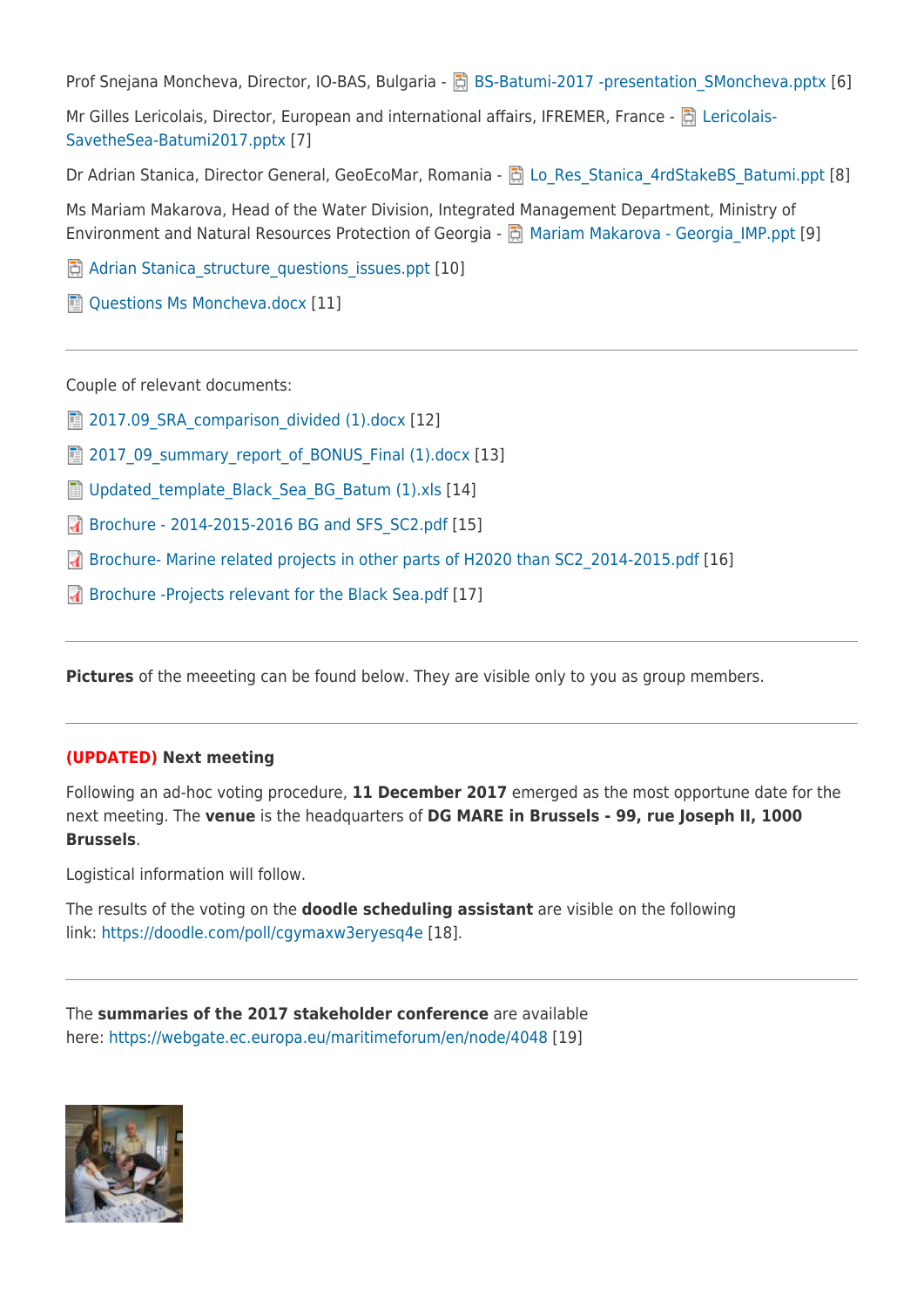Prof Snejana Moncheva, Director, IO-BAS, Bulgaria - BS-Batumi-2017 -presentation_SMoncheva.pptx [6]

Mr Gilles Lericolais, Director, European and international affairs, IFREMER, France - Lericolais-SavetheSea-Batumi2017.pptx [7]

Dr Adrian Stanica, Director General, GeoEcoMar, Romania - Lo_Res_Stanica_4rdStakeBS_Batumi.ppt [8]

Ms Mariam Makarova, Head of the Water Division, Integrated Management Department, Ministry of Environment and Natural Resources Protection of Georgia - Mariam Makarova - Georgia_IMP.ppt [9]

Adrian Stanica_structure_questions_issues.ppt [10]

Questions Ms Moncheva.docx [11]

---

Couple of relevant documents:

2017.09_SRA_comparison_divided (1).docx [12]

2017_09_summary_report_of_BONUS_Final (1).docx [13]

Updated_template_Black_Sea_BG_Batum (1).xls [14]

Brochure - 2014-2015-2016 BG and SFS_SC2.pdf [15]

Brochure- Marine related projects in other parts of H2020 than SC2_2014-2015.pdf [16]

Brochure -Projects relevant for the Black Sea.pdf [17]

---

**Pictures** of the meeeting can be found below. They are visible only to you as group members.

---

**(UPDATED) Next meeting**

Following an ad-hoc voting procedure, **11 December 2017** emerged as the most opportune date for the next meeting. The **venue** is the headquarters of **DG MARE in Brussels - 99, rue Joseph II, 1000 Brussels**.

Logistical information will follow.

The results of the voting on the **doodle scheduling assistant** are visible on the following link: https://doodle.com/poll/cgymaxw3eryesq4e [18].

---

The **summaries of the 2017 stakeholder conference** are available here: https://webgate.ec.europa.eu/maritimeforum/en/node/4048 [19]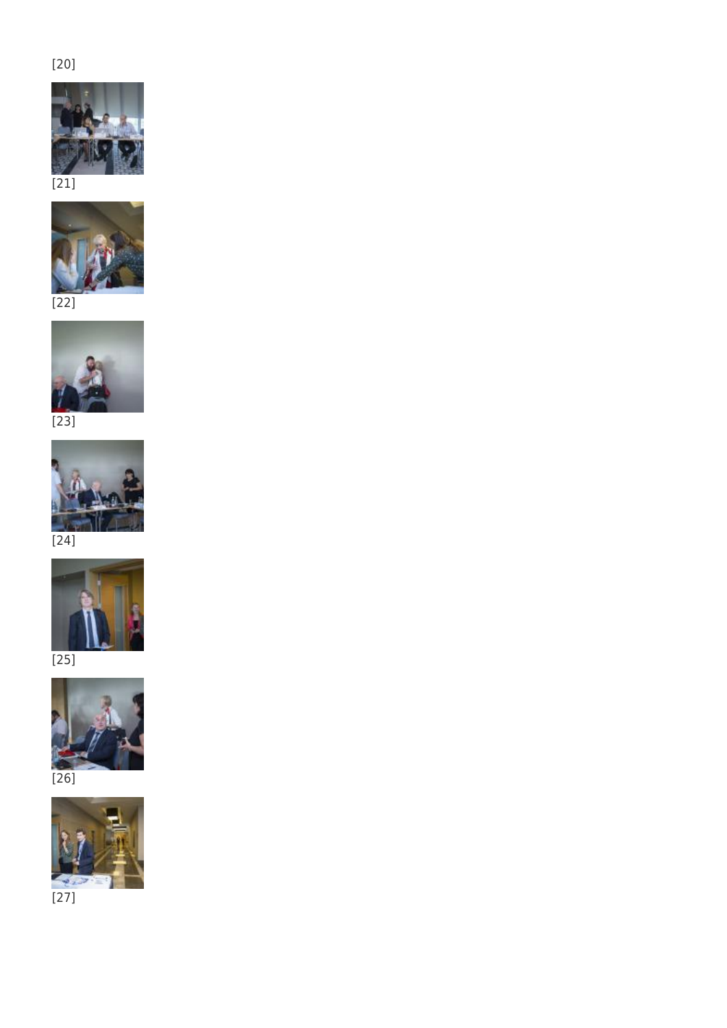[20]

[21]

[22]

[23]

[24]

[25]

[26]

[27]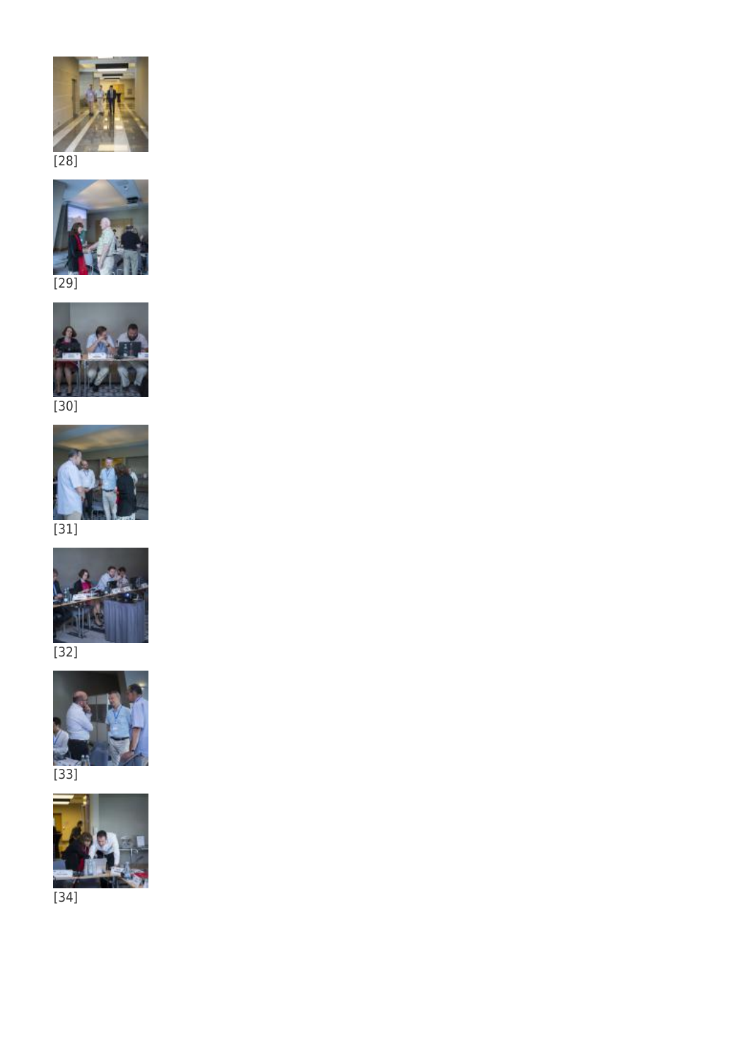[28]

[29]

[30]

[31]

[32]

[33]

[34]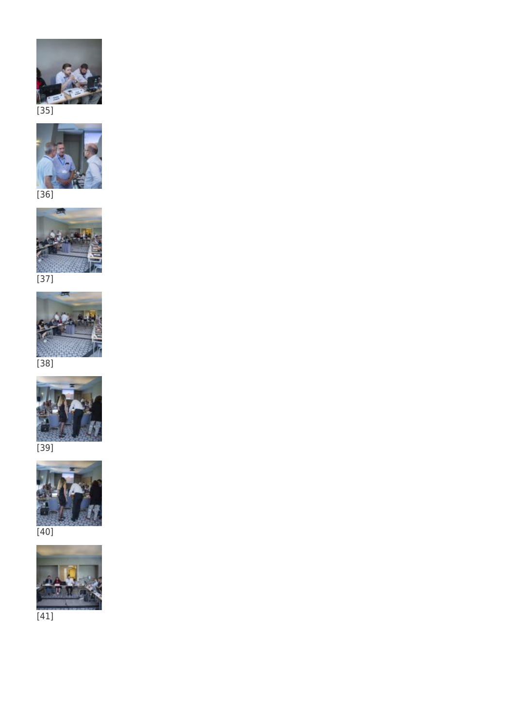[35]

[36]

[37]

[38]

[39]

[40]

[41]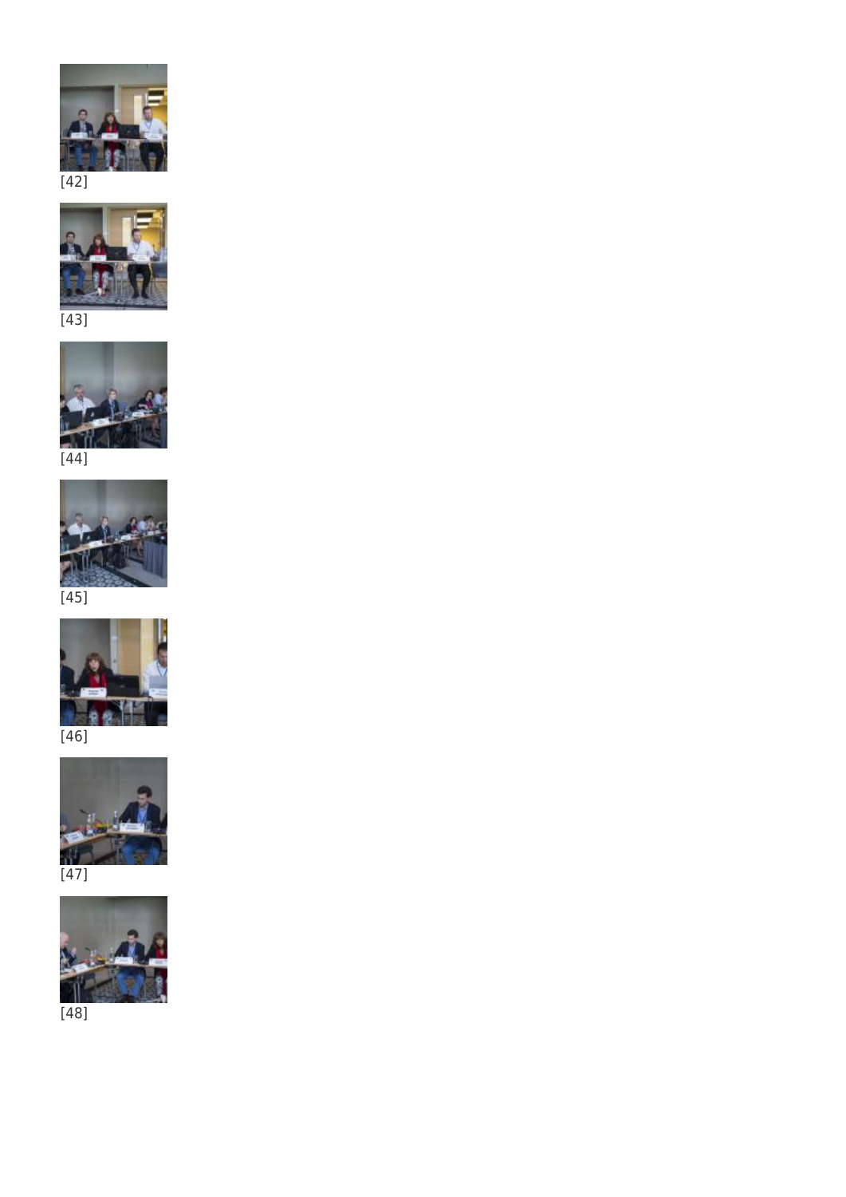[42]

[43]

[44]

[45]

[46]

[47]

[48]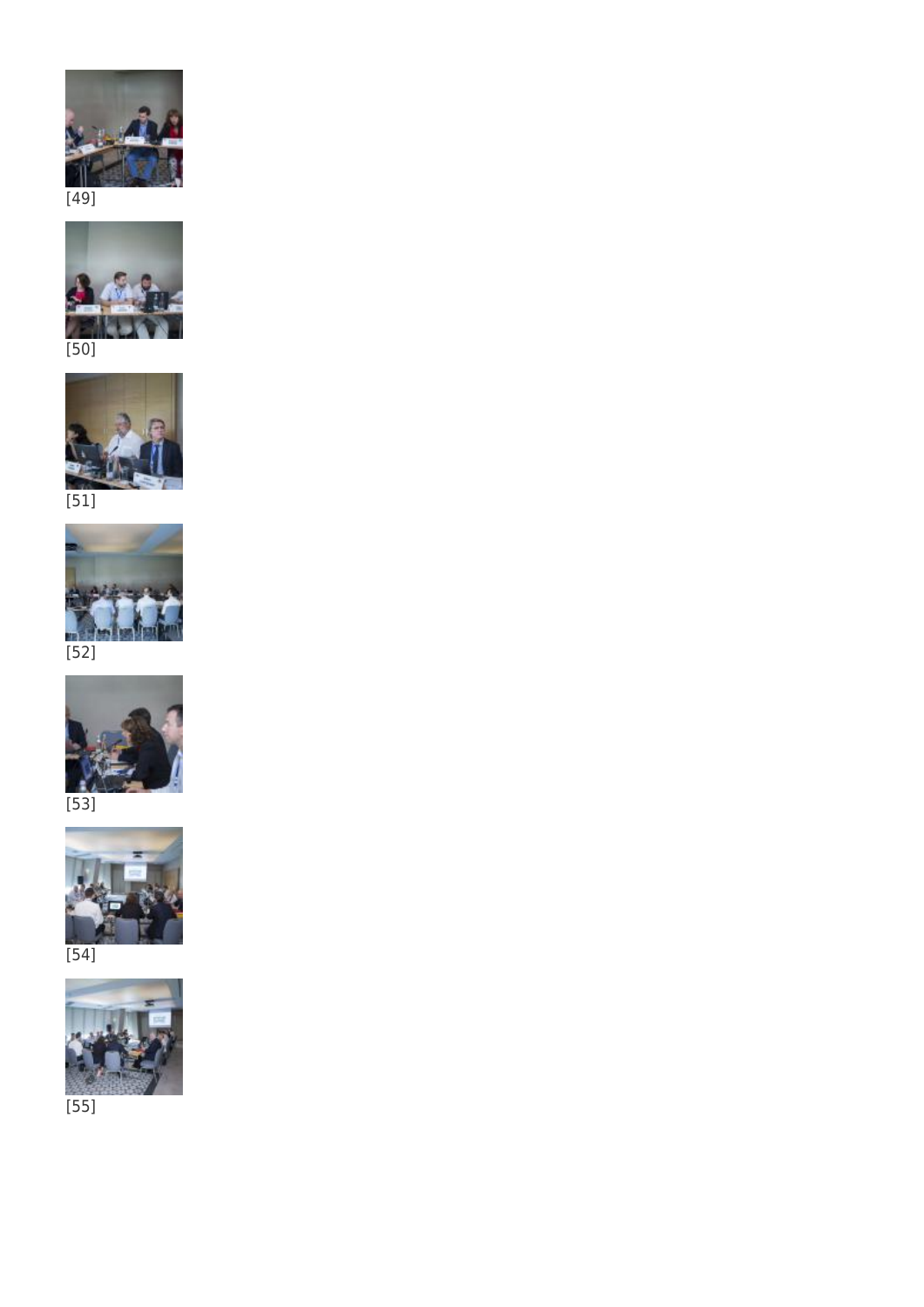[49]

[50]

[51]

[52]

[53]

[54]

[55]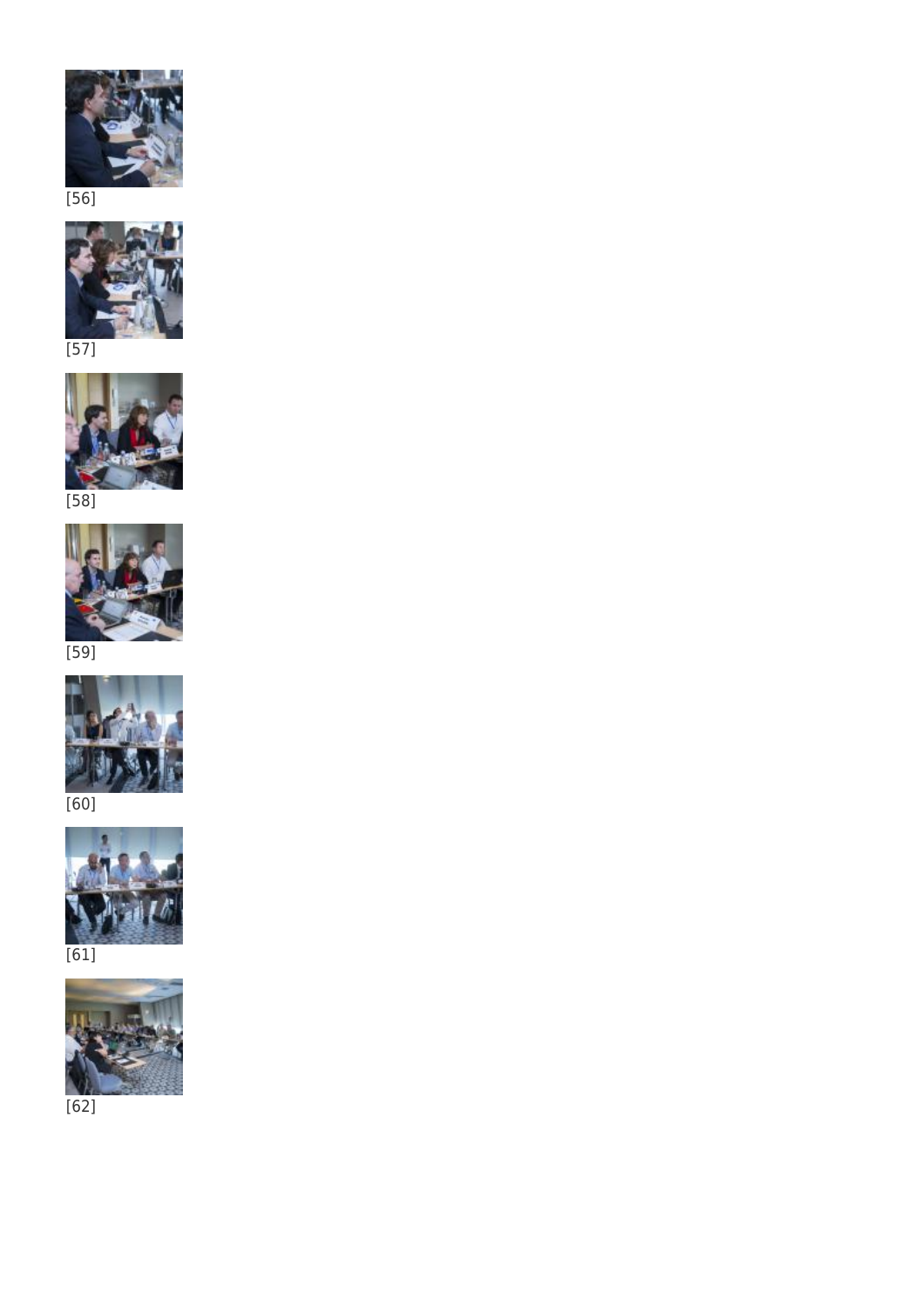[56]

[57]

[58]

[59]

[60]

[61]

[62]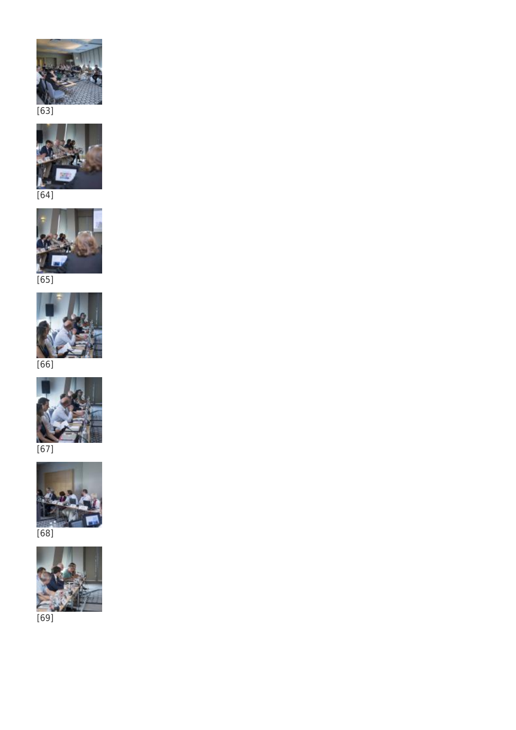[63]

[64]

[65]

[66]

[67]

[68]

[69]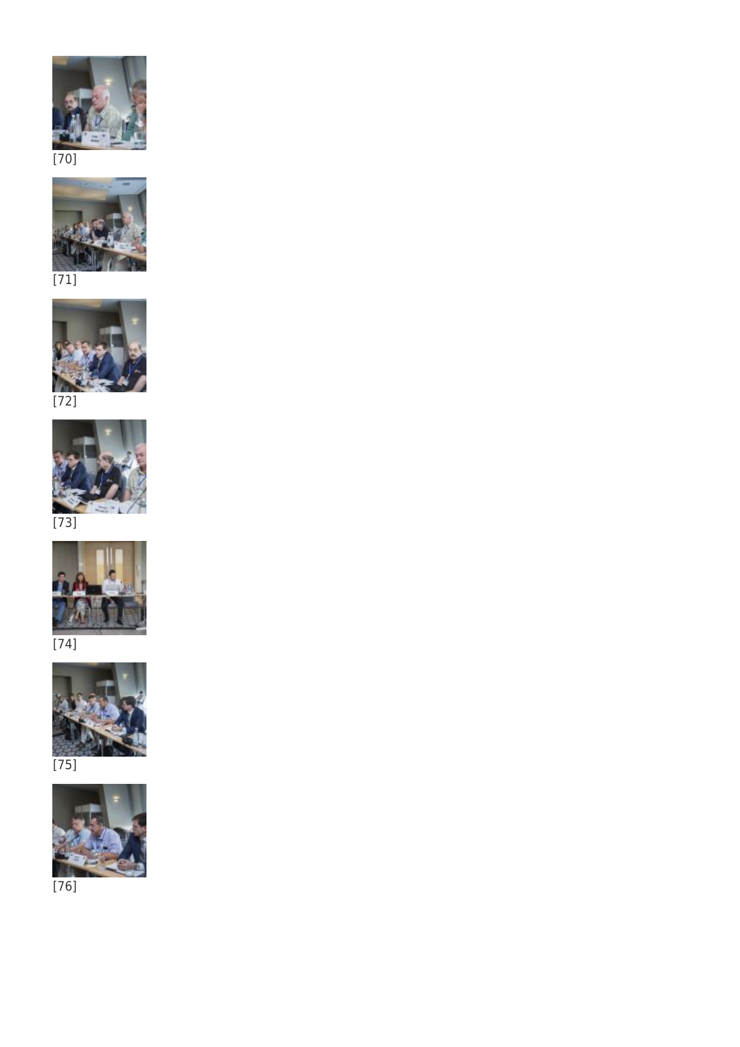[70]

[71]

[72]

[73]

[74]

[75]

[76]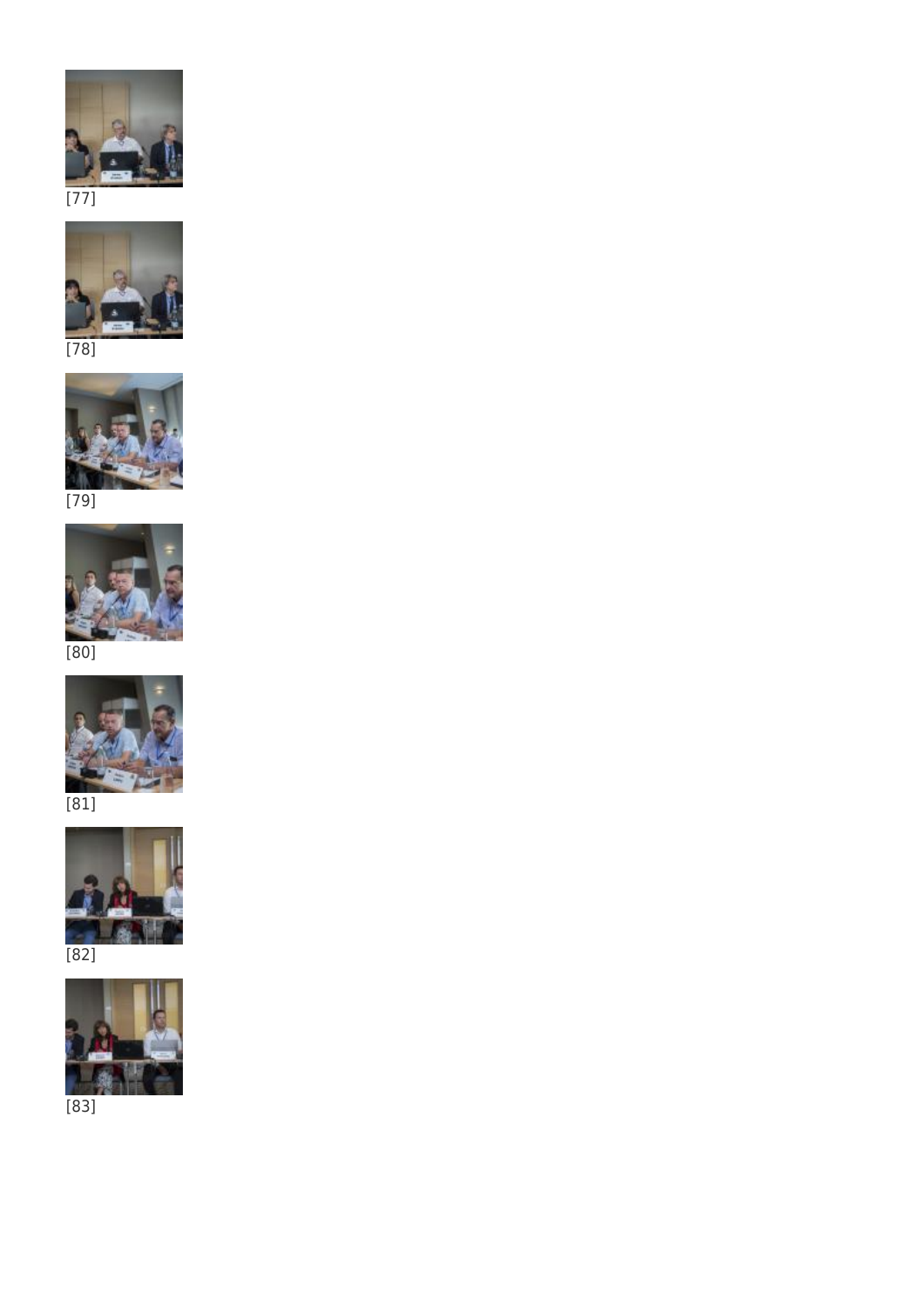[77]

[78]

[79]

[80]

[81]

[82]

[83]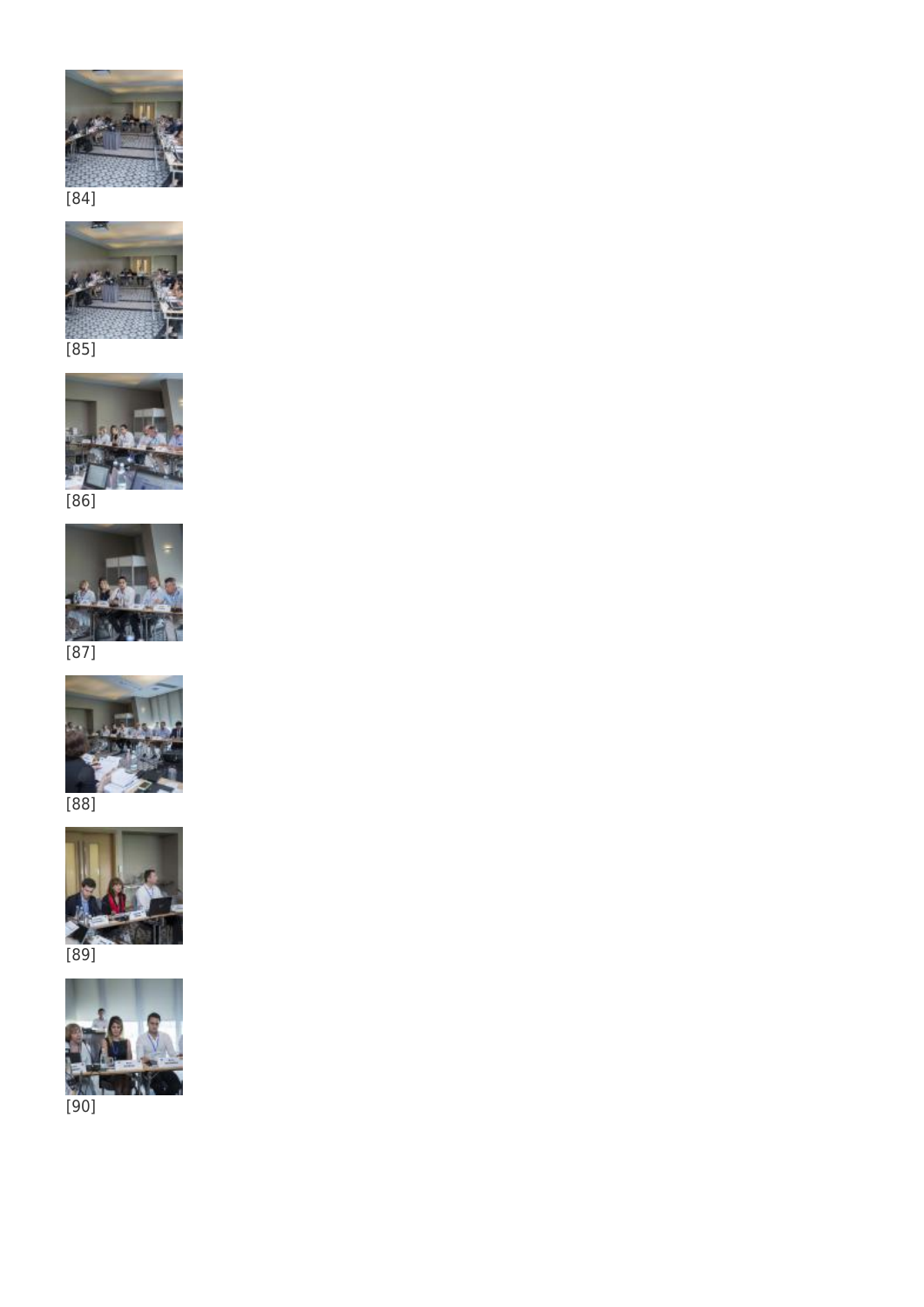[84]

[85]

[86]

[87]

[88]

[89]

[90]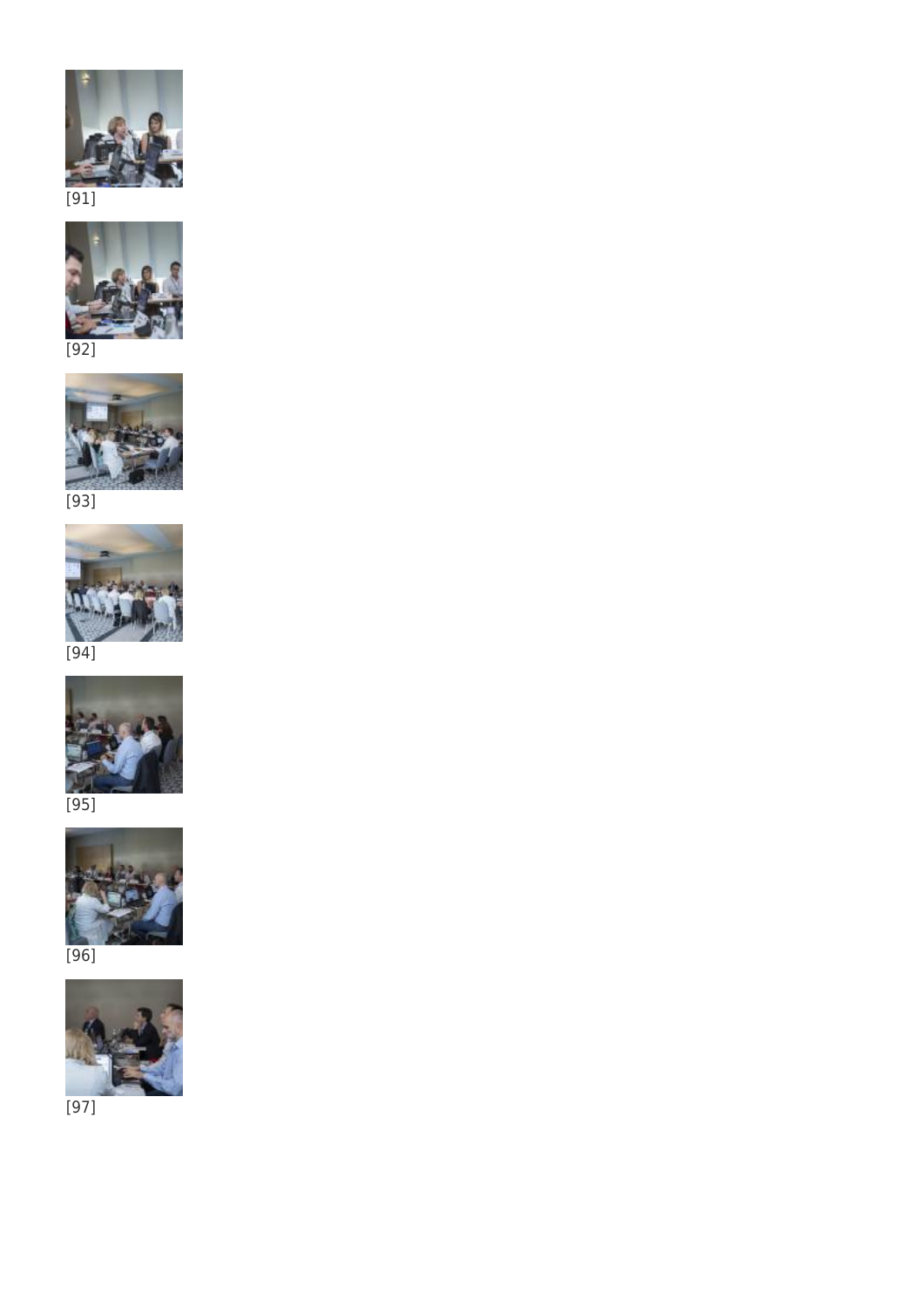[91]

[92]

[93]

[94]

[95]

[96]

[97]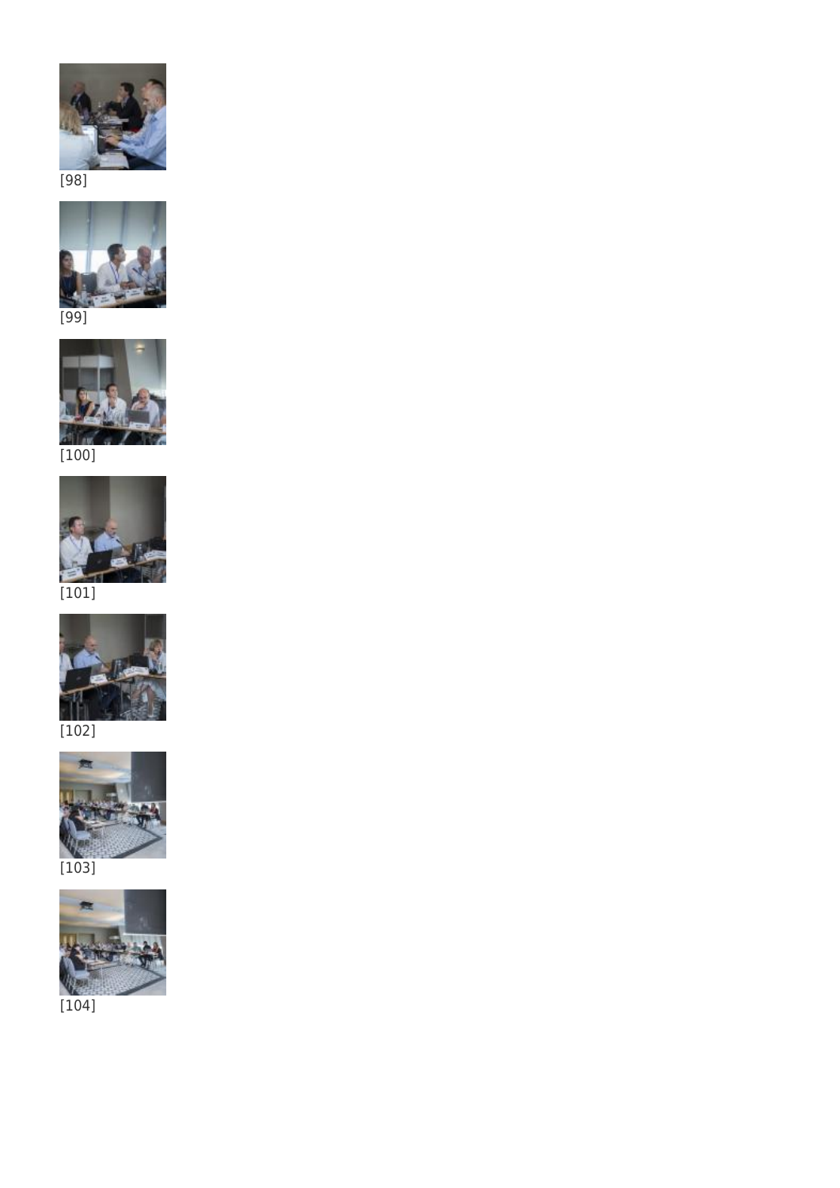[98]

[99]

[100]

[101]

[102]

[103]

[104]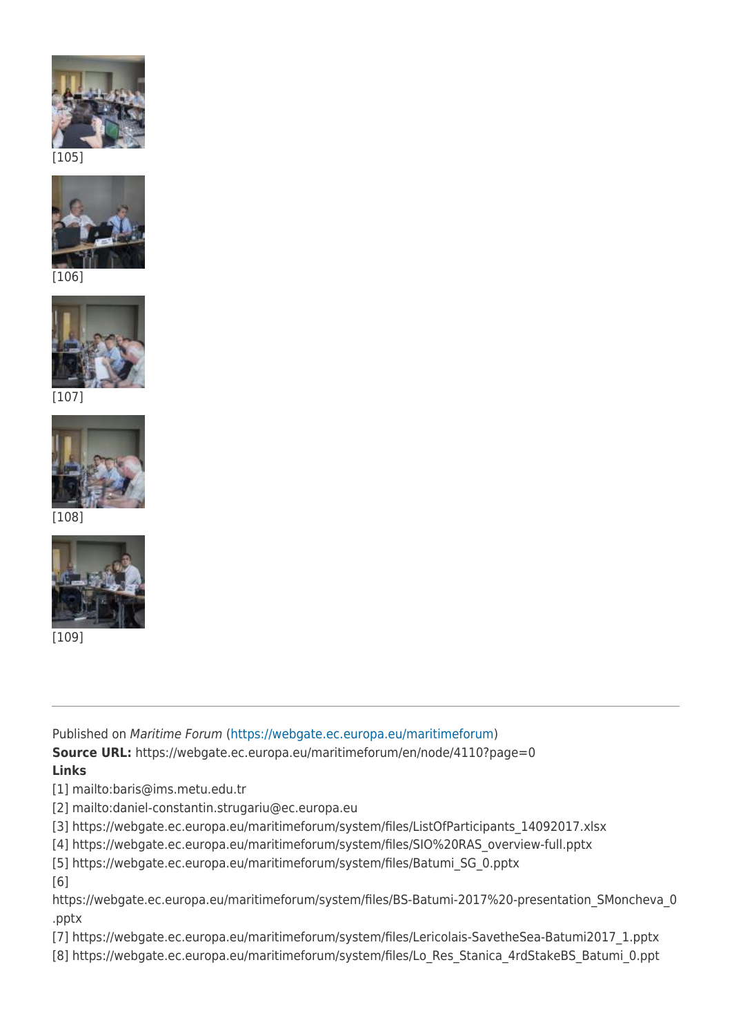[105]

[106]

[107]

[108]

[109]

---

Published on *Maritime Forum* (https://webgate.ec.europa.eu/maritimeforum)

**Source URL:** https://webgate.ec.europa.eu/maritimeforum/en/node/4110?page=0

**Links**

[1] mailto:baris@ims.metu.edu.tr
[2] mailto:daniel-constantin.strugariu@ec.europa.eu
[3] https://webgate.ec.europa.eu/maritimeforum/system/files/ListOfParticipants_14092017.xlsx
[4] https://webgate.ec.europa.eu/maritimeforum/system/files/SIO%20RAS_overview-full.pptx
[5] https://webgate.ec.europa.eu/maritimeforum/system/files/Batumi_SG_0.pptx
[6] https://webgate.ec.europa.eu/maritimeforum/system/files/BS-Batumi-2017%20-presentation_SMoncheva_0.pptx
[7] https://webgate.ec.europa.eu/maritimeforum/system/files/Lericolais-SavetheSea-Batumi2017_1.pptx
[8] https://webgate.ec.europa.eu/maritimeforum/system/files/Lo_Res_Stanica_4rdStakeBS_Batumi_0.ppt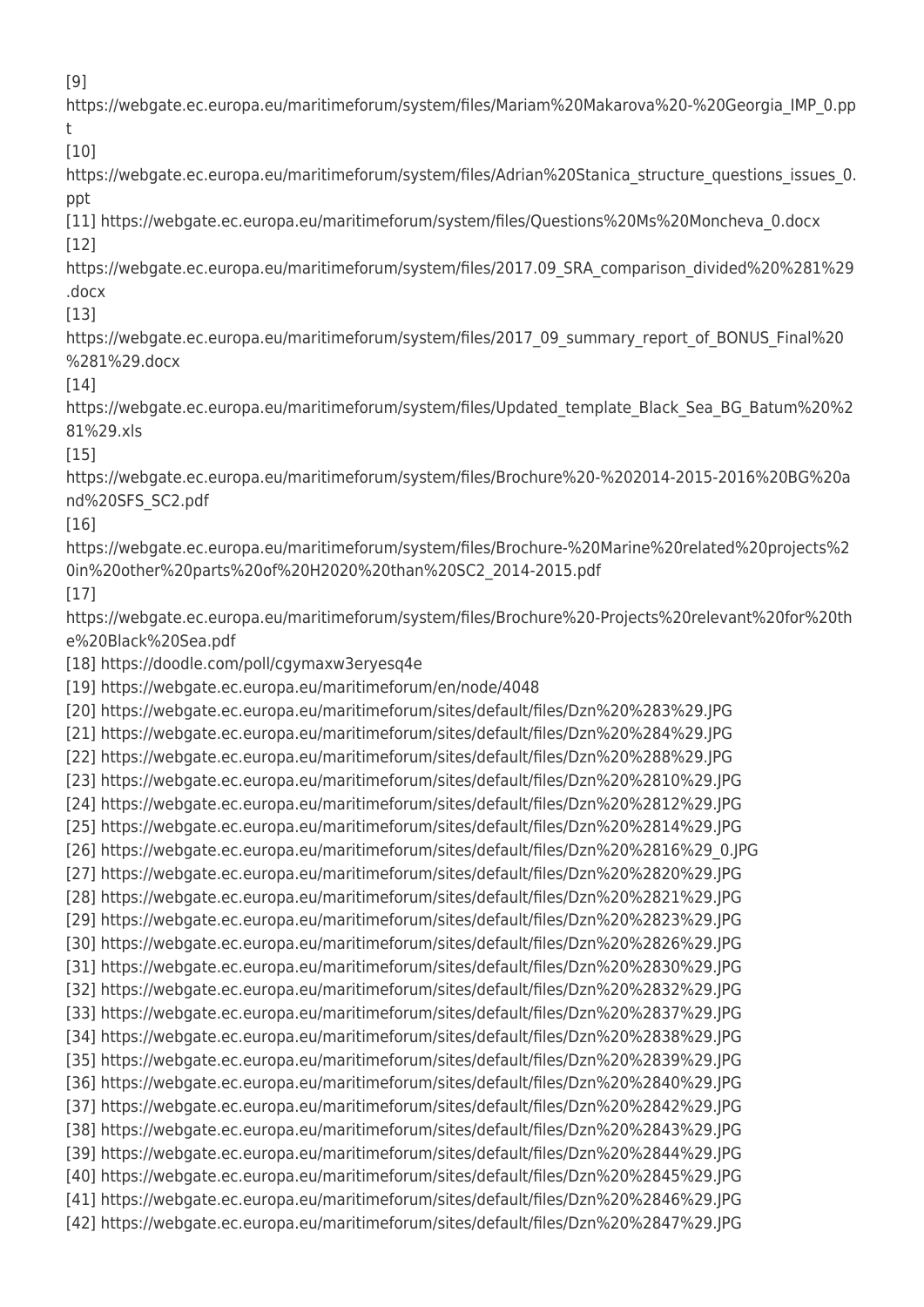[9] https://webgate.ec.europa.eu/maritimeforum/system/files/Mariam%20Makarova%20-%20Georgia_IMP_0.ppt

[10] https://webgate.ec.europa.eu/maritimeforum/system/files/Adrian%20Stanica_structure_questions_issues_0.ppt

[11] https://webgate.ec.europa.eu/maritimeforum/system/files/Questions%20Ms%20Moncheva_0.docx

[12] https://webgate.ec.europa.eu/maritimeforum/system/files/2017.09_SRA_comparison_divided%20%281%29.docx

[13] https://webgate.ec.europa.eu/maritimeforum/system/files/2017_09_summary_report_of_BONUS_Final%20%281%29.docx

[14] https://webgate.ec.europa.eu/maritimeforum/system/files/Updated_template_Black_Sea_BG_Batum%20%281%29.xls

[15] https://webgate.ec.europa.eu/maritimeforum/system/files/Brochure%20-%202014-2015-2016%20BG%20and%20SFS_SC2.pdf

[16] https://webgate.ec.europa.eu/maritimeforum/system/files/Brochure-%20Marine%20related%20projects%20in%20other%20parts%20of%20H2020%20than%20SC2_2014-2015.pdf

[17] https://webgate.ec.europa.eu/maritimeforum/system/files/Brochure%20-Projects%20relevant%20for%20the%20Black%20Sea.pdf

[18] https://doodle.com/poll/cgymaxw3eryesq4e

[19] https://webgate.ec.europa.eu/maritimeforum/en/node/4048

[20] https://webgate.ec.europa.eu/maritimeforum/sites/default/files/Dzn%20%283%29.JPG

[21] https://webgate.ec.europa.eu/maritimeforum/sites/default/files/Dzn%20%284%29.JPG

[22] https://webgate.ec.europa.eu/maritimeforum/sites/default/files/Dzn%20%288%29.JPG

[23] https://webgate.ec.europa.eu/maritimeforum/sites/default/files/Dzn%20%2810%29.JPG

[24] https://webgate.ec.europa.eu/maritimeforum/sites/default/files/Dzn%20%2812%29.JPG

[25] https://webgate.ec.europa.eu/maritimeforum/sites/default/files/Dzn%20%2814%29.JPG

[26] https://webgate.ec.europa.eu/maritimeforum/sites/default/files/Dzn%20%2816%29_0.JPG

[27] https://webgate.ec.europa.eu/maritimeforum/sites/default/files/Dzn%20%2820%29.JPG

[28] https://webgate.ec.europa.eu/maritimeforum/sites/default/files/Dzn%20%2821%29.JPG

[29] https://webgate.ec.europa.eu/maritimeforum/sites/default/files/Dzn%20%2823%29.JPG

[30] https://webgate.ec.europa.eu/maritimeforum/sites/default/files/Dzn%20%2826%29.JPG

[31] https://webgate.ec.europa.eu/maritimeforum/sites/default/files/Dzn%20%2830%29.JPG

[32] https://webgate.ec.europa.eu/maritimeforum/sites/default/files/Dzn%20%2832%29.JPG

[33] https://webgate.ec.europa.eu/maritimeforum/sites/default/files/Dzn%20%2837%29.JPG

[34] https://webgate.ec.europa.eu/maritimeforum/sites/default/files/Dzn%20%2838%29.JPG

[35] https://webgate.ec.europa.eu/maritimeforum/sites/default/files/Dzn%20%2839%29.JPG

[36] https://webgate.ec.europa.eu/maritimeforum/sites/default/files/Dzn%20%2840%29.JPG

[37] https://webgate.ec.europa.eu/maritimeforum/sites/default/files/Dzn%20%2842%29.JPG

[38] https://webgate.ec.europa.eu/maritimeforum/sites/default/files/Dzn%20%2843%29.JPG

[39] https://webgate.ec.europa.eu/maritimeforum/sites/default/files/Dzn%20%2844%29.JPG

[40] https://webgate.ec.europa.eu/maritimeforum/sites/default/files/Dzn%20%2845%29.JPG

[41] https://webgate.ec.europa.eu/maritimeforum/sites/default/files/Dzn%20%2846%29.JPG

[42] https://webgate.ec.europa.eu/maritimeforum/sites/default/files/Dzn%20%2847%29.JPG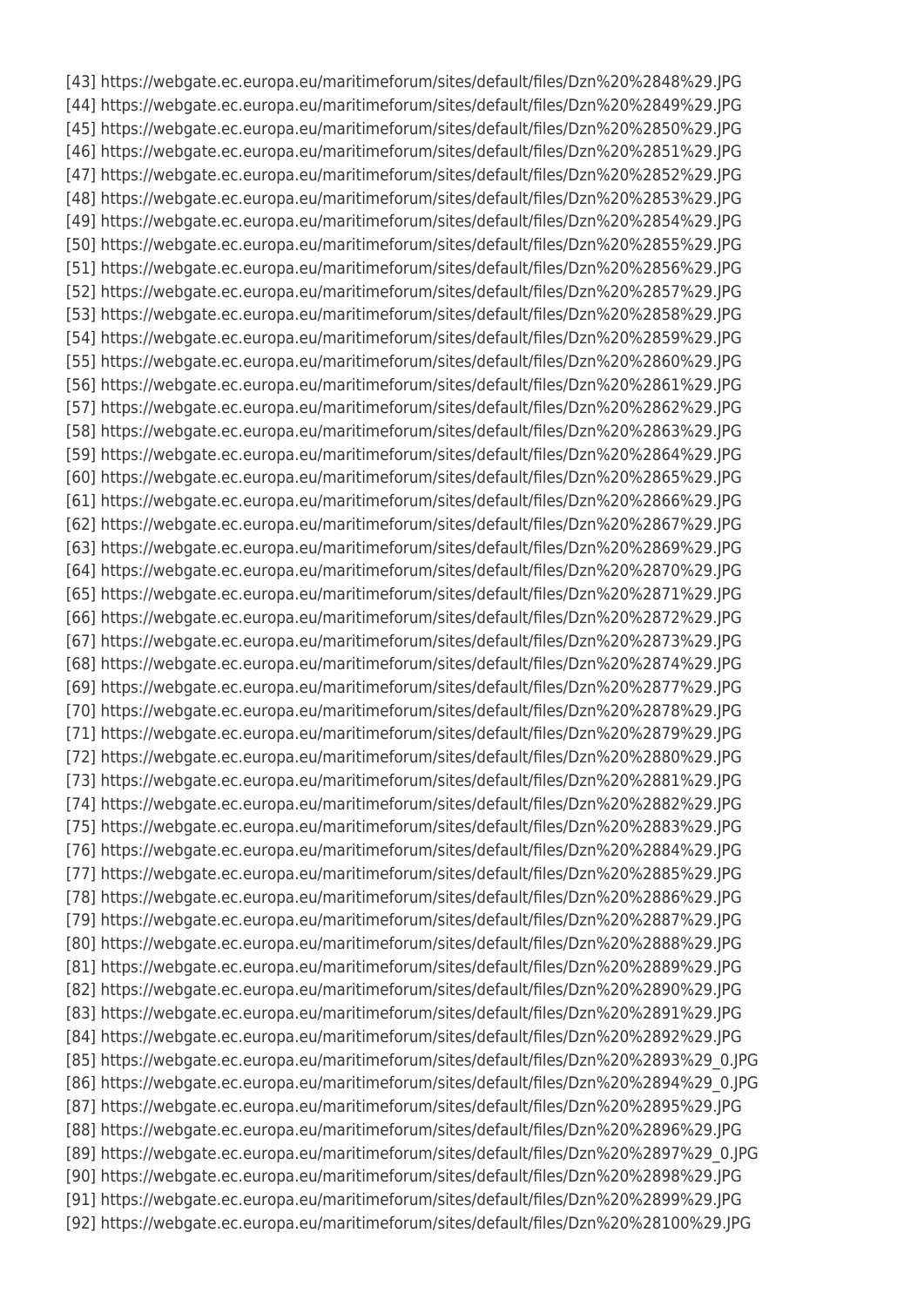[43] https://webgate.ec.europa.eu/maritimeforum/sites/default/files/Dzn%20%2848%29.JPG
[44] https://webgate.ec.europa.eu/maritimeforum/sites/default/files/Dzn%20%2849%29.JPG
[45] https://webgate.ec.europa.eu/maritimeforum/sites/default/files/Dzn%20%2850%29.JPG
[46] https://webgate.ec.europa.eu/maritimeforum/sites/default/files/Dzn%20%2851%29.JPG
[47] https://webgate.ec.europa.eu/maritimeforum/sites/default/files/Dzn%20%2852%29.JPG
[48] https://webgate.ec.europa.eu/maritimeforum/sites/default/files/Dzn%20%2853%29.JPG
[49] https://webgate.ec.europa.eu/maritimeforum/sites/default/files/Dzn%20%2854%29.JPG
[50] https://webgate.ec.europa.eu/maritimeforum/sites/default/files/Dzn%20%2855%29.JPG
[51] https://webgate.ec.europa.eu/maritimeforum/sites/default/files/Dzn%20%2856%29.JPG
[52] https://webgate.ec.europa.eu/maritimeforum/sites/default/files/Dzn%20%2857%29.JPG
[53] https://webgate.ec.europa.eu/maritimeforum/sites/default/files/Dzn%20%2858%29.JPG
[54] https://webgate.ec.europa.eu/maritimeforum/sites/default/files/Dzn%20%2859%29.JPG
[55] https://webgate.ec.europa.eu/maritimeforum/sites/default/files/Dzn%20%2860%29.JPG
[56] https://webgate.ec.europa.eu/maritimeforum/sites/default/files/Dzn%20%2861%29.JPG
[57] https://webgate.ec.europa.eu/maritimeforum/sites/default/files/Dzn%20%2862%29.JPG
[58] https://webgate.ec.europa.eu/maritimeforum/sites/default/files/Dzn%20%2863%29.JPG
[59] https://webgate.ec.europa.eu/maritimeforum/sites/default/files/Dzn%20%2864%29.JPG
[60] https://webgate.ec.europa.eu/maritimeforum/sites/default/files/Dzn%20%2865%29.JPG
[61] https://webgate.ec.europa.eu/maritimeforum/sites/default/files/Dzn%20%2866%29.JPG
[62] https://webgate.ec.europa.eu/maritimeforum/sites/default/files/Dzn%20%2867%29.JPG
[63] https://webgate.ec.europa.eu/maritimeforum/sites/default/files/Dzn%20%2869%29.JPG
[64] https://webgate.ec.europa.eu/maritimeforum/sites/default/files/Dzn%20%2870%29.JPG
[65] https://webgate.ec.europa.eu/maritimeforum/sites/default/files/Dzn%20%2871%29.JPG
[66] https://webgate.ec.europa.eu/maritimeforum/sites/default/files/Dzn%20%2872%29.JPG
[67] https://webgate.ec.europa.eu/maritimeforum/sites/default/files/Dzn%20%2873%29.JPG
[68] https://webgate.ec.europa.eu/maritimeforum/sites/default/files/Dzn%20%2874%29.JPG
[69] https://webgate.ec.europa.eu/maritimeforum/sites/default/files/Dzn%20%2877%29.JPG
[70] https://webgate.ec.europa.eu/maritimeforum/sites/default/files/Dzn%20%2878%29.JPG
[71] https://webgate.ec.europa.eu/maritimeforum/sites/default/files/Dzn%20%2879%29.JPG
[72] https://webgate.ec.europa.eu/maritimeforum/sites/default/files/Dzn%20%2880%29.JPG
[73] https://webgate.ec.europa.eu/maritimeforum/sites/default/files/Dzn%20%2881%29.JPG
[74] https://webgate.ec.europa.eu/maritimeforum/sites/default/files/Dzn%20%2882%29.JPG
[75] https://webgate.ec.europa.eu/maritimeforum/sites/default/files/Dzn%20%2883%29.JPG
[76] https://webgate.ec.europa.eu/maritimeforum/sites/default/files/Dzn%20%2884%29.JPG
[77] https://webgate.ec.europa.eu/maritimeforum/sites/default/files/Dzn%20%2885%29.JPG
[78] https://webgate.ec.europa.eu/maritimeforum/sites/default/files/Dzn%20%2886%29.JPG
[79] https://webgate.ec.europa.eu/maritimeforum/sites/default/files/Dzn%20%2887%29.JPG
[80] https://webgate.ec.europa.eu/maritimeforum/sites/default/files/Dzn%20%2888%29.JPG
[81] https://webgate.ec.europa.eu/maritimeforum/sites/default/files/Dzn%20%2889%29.JPG
[82] https://webgate.ec.europa.eu/maritimeforum/sites/default/files/Dzn%20%2890%29.JPG
[83] https://webgate.ec.europa.eu/maritimeforum/sites/default/files/Dzn%20%2891%29.JPG
[84] https://webgate.ec.europa.eu/maritimeforum/sites/default/files/Dzn%20%2892%29.JPG
[85] https://webgate.ec.europa.eu/maritimeforum/sites/default/files/Dzn%20%2893%29_0.JPG
[86] https://webgate.ec.europa.eu/maritimeforum/sites/default/files/Dzn%20%2894%29_0.JPG
[87] https://webgate.ec.europa.eu/maritimeforum/sites/default/files/Dzn%20%2895%29.JPG
[88] https://webgate.ec.europa.eu/maritimeforum/sites/default/files/Dzn%20%2896%29.JPG
[89] https://webgate.ec.europa.eu/maritimeforum/sites/default/files/Dzn%20%2897%29_0.JPG
[90] https://webgate.ec.europa.eu/maritimeforum/sites/default/files/Dzn%20%2898%29.JPG
[91] https://webgate.ec.europa.eu/maritimeforum/sites/default/files/Dzn%20%2899%29.JPG
[92] https://webgate.ec.europa.eu/maritimeforum/sites/default/files/Dzn%20%28100%29.JPG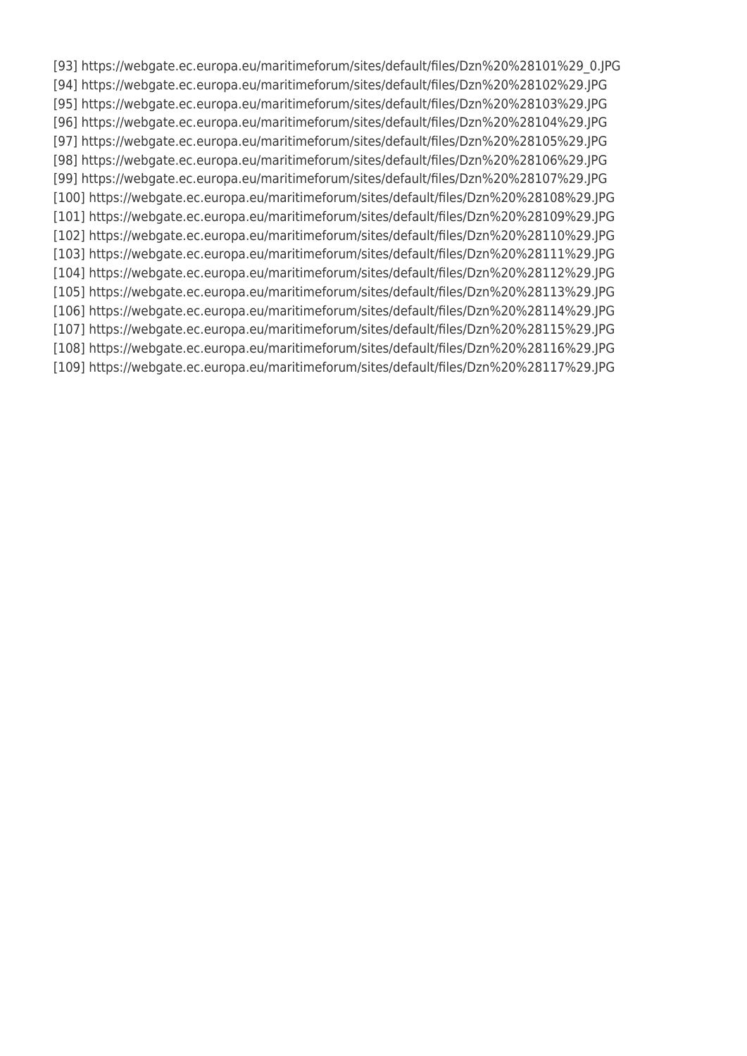[93] https://webgate.ec.europa.eu/maritimeforum/sites/default/files/Dzn%20%28101%29_0.JPG
[94] https://webgate.ec.europa.eu/maritimeforum/sites/default/files/Dzn%20%28102%29.JPG
[95] https://webgate.ec.europa.eu/maritimeforum/sites/default/files/Dzn%20%28103%29.JPG
[96] https://webgate.ec.europa.eu/maritimeforum/sites/default/files/Dzn%20%28104%29.JPG
[97] https://webgate.ec.europa.eu/maritimeforum/sites/default/files/Dzn%20%28105%29.JPG
[98] https://webgate.ec.europa.eu/maritimeforum/sites/default/files/Dzn%20%28106%29.JPG
[99] https://webgate.ec.europa.eu/maritimeforum/sites/default/files/Dzn%20%28107%29.JPG
[100] https://webgate.ec.europa.eu/maritimeforum/sites/default/files/Dzn%20%28108%29.JPG
[101] https://webgate.ec.europa.eu/maritimeforum/sites/default/files/Dzn%20%28109%29.JPG
[102] https://webgate.ec.europa.eu/maritimeforum/sites/default/files/Dzn%20%28110%29.JPG
[103] https://webgate.ec.europa.eu/maritimeforum/sites/default/files/Dzn%20%28111%29.JPG
[104] https://webgate.ec.europa.eu/maritimeforum/sites/default/files/Dzn%20%28112%29.JPG
[105] https://webgate.ec.europa.eu/maritimeforum/sites/default/files/Dzn%20%28113%29.JPG
[106] https://webgate.ec.europa.eu/maritimeforum/sites/default/files/Dzn%20%28114%29.JPG
[107] https://webgate.ec.europa.eu/maritimeforum/sites/default/files/Dzn%20%28115%29.JPG
[108] https://webgate.ec.europa.eu/maritimeforum/sites/default/files/Dzn%20%28116%29.JPG
[109] https://webgate.ec.europa.eu/maritimeforum/sites/default/files/Dzn%20%28117%29.JPG